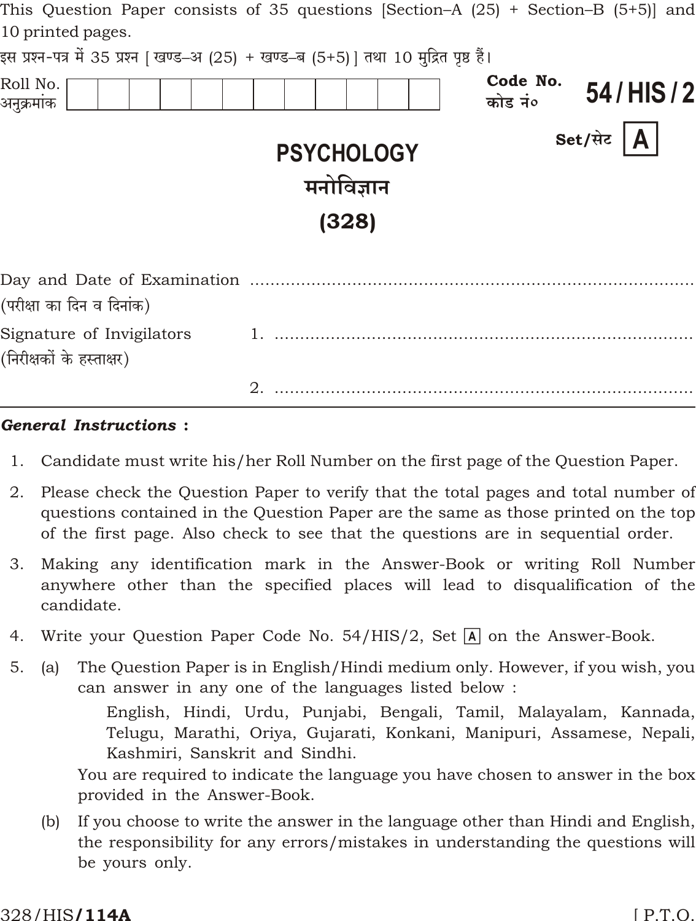This Question Paper consists of 35 questions [Section–A (25) + Section–B (5+5)] and 10 printed pages.

इस प्रश्न-पत्र में 35 प्रश्न [ खण्ड–अ (25) + खण्ड–ब (5+5) ] तथा 10 मुद्रित पृष्ठ हैं।

Roll No.
अनुक्रमांक

| | | | | | | | | | | | |
|---|---|---|---|---|---|---|---|---|---|---|---|
| | | | | | | | | | | | |

Code No.
कोड नं० **54 / HIS / 2**

Set/सेट **A**

# PSYCHOLOGY

# मनोविज्ञान

# (328)

Day and Date of Examination ..........................................................................
(परीक्षा का दिन व दिनांक)

Signature of Invigilators 1. ..........................................................................
(निरीक्षकों के हस्ताक्षर)

2. ..........................................................................

***General Instructions :***

1. Candidate must write his/her Roll Number on the first page of the Question Paper.
2. Please check the Question Paper to verify that the total pages and total number of questions contained in the Question Paper are the same as those printed on the top of the first page. Also check to see that the questions are in sequential order.
3. Making any identification mark in the Answer-Book or writing Roll Number anywhere other than the specified places will lead to disqualification of the candidate.
4. Write your Question Paper Code No. 54/HIS/2, Set A on the Answer-Book.
5. (a) The Question Paper is in English/Hindi medium only. However, if you wish, you can answer in any one of the languages listed below :

   English, Hindi, Urdu, Punjabi, Bengali, Tamil, Malayalam, Kannada, Telugu, Marathi, Oriya, Gujarati, Konkani, Manipuri, Assamese, Nepali, Kashmiri, Sanskrit and Sindhi.

   You are required to indicate the language you have chosen to answer in the box provided in the Answer-Book.

   (b) If you choose to write the answer in the language other than Hindi and English, the responsibility for any errors/mistakes in understanding the questions will be yours only.

328/HIS/**114A** [ P.T.O.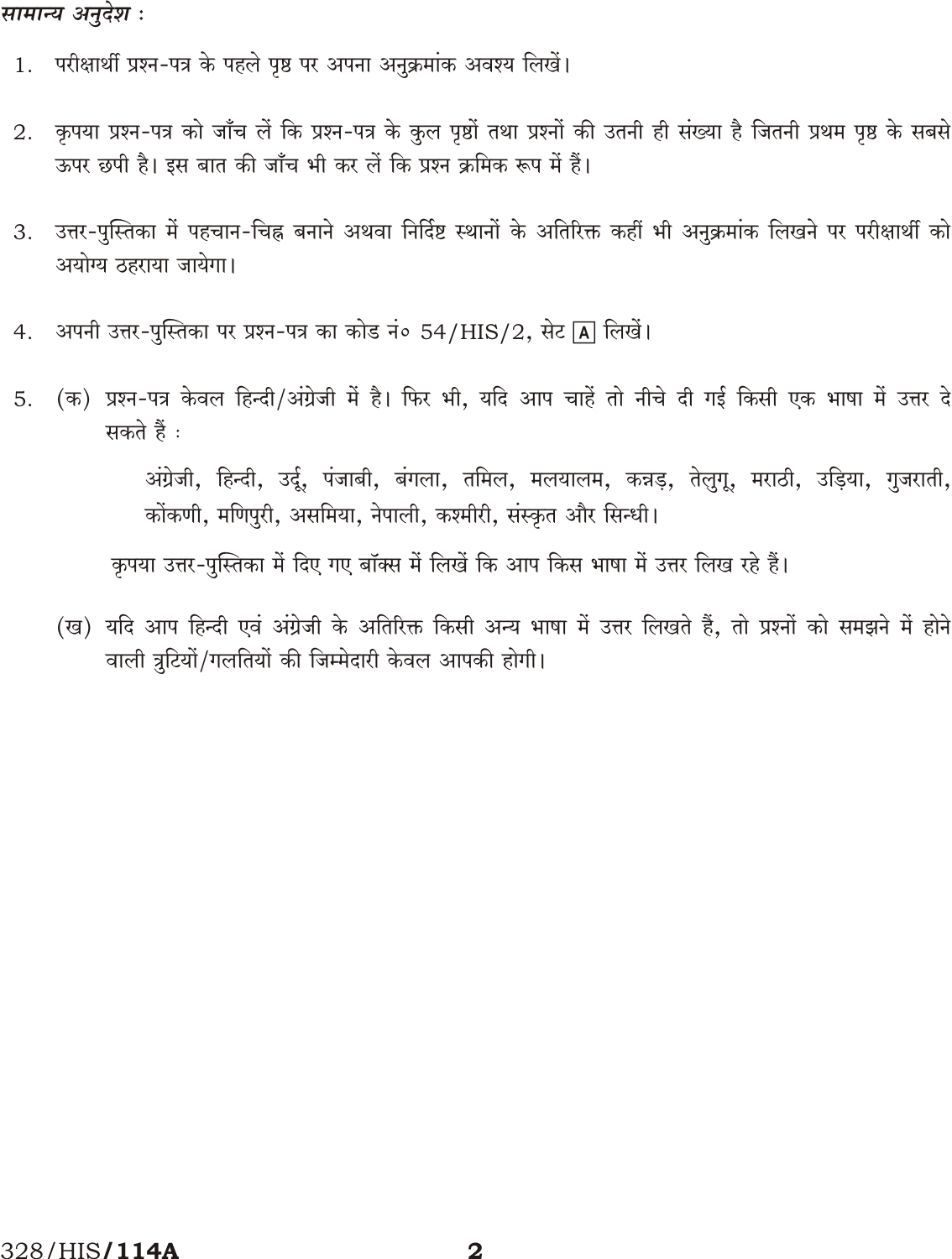*सामान्य अनुदेश :*

1. परीक्षार्थी प्रश्न-पत्र के पहले पृष्ठ पर अपना अनुक्रमांक अवश्य लिखें।

2. कृपया प्रश्न-पत्र को जाँच लें कि प्रश्न-पत्र के कुल पृष्ठों तथा प्रश्नों की उतनी ही संख्या है जितनी प्रथम पृष्ठ के सबसे ऊपर छपी है। इस बात की जाँच भी कर लें कि प्रश्न क्रमिक रूप में हैं।

3. उत्तर-पुस्तिका में पहचान-चिह्न बनाने अथवा निर्दिष्ट स्थानों के अतिरिक्त कहीं भी अनुक्रमांक लिखने पर परीक्षार्थी को अयोग्य ठहराया जायेगा।

4. अपनी उत्तर-पुस्तिका पर प्रश्न-पत्र का कोड नं० 54/HIS/2, सेट [A] लिखें।

5. (क) प्रश्न-पत्र केवल हिन्दी/अंग्रेजी में है। फिर भी, यदि आप चाहें तो नीचे दी गई किसी एक भाषा में उत्तर दे सकते हैं :

   अंग्रेजी, हिन्दी, उर्दू, पंजाबी, बंगला, तमिल, मलयालम, कन्नड़, तेलुगू, मराठी, उड़िया, गुजराती, कोंकणी, मणिपुरी, असमिया, नेपाली, कश्मीरी, संस्कृत और सिन्धी।

   कृपया उत्तर-पुस्तिका में दिए गए बॉक्स में लिखें कि आप किस भाषा में उत्तर लिख रहे हैं।

   (ख) यदि आप हिन्दी एवं अंग्रेजी के अतिरिक्त किसी अन्य भाषा में उत्तर लिखते हैं, तो प्रश्नों को समझने में होने वाली त्रुटियों/गलतियों की जिम्मेदारी केवल आपकी होगी।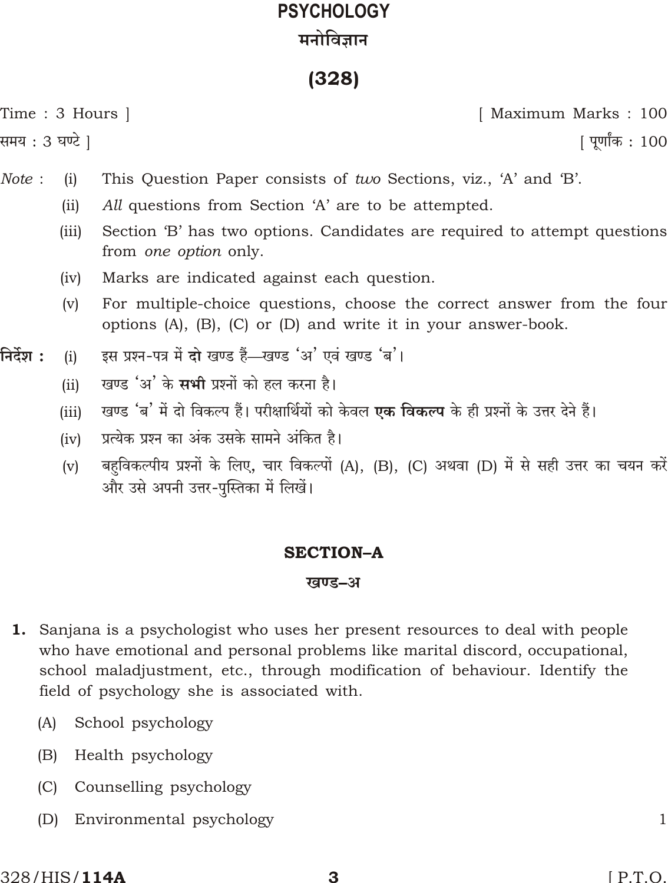# PSYCHOLOGY

## मनोविज्ञान

## (328)

Time : 3 Hours ] [ Maximum Marks : 100

समय : 3 घण्टे ] [ पूर्णांक : 100

*Note* :
- (i) This Question Paper consists of *two* Sections, viz., 'A' and 'B'.
- (ii) *All* questions from Section 'A' are to be attempted.
- (iii) Section 'B' has two options. Candidates are required to attempt questions from *one option* only.
- (iv) Marks are indicated against each question.
- (v) For multiple-choice questions, choose the correct answer from the four options (A), (B), (C) or (D) and write it in your answer-book.

**निर्देश :**
- (i) इस प्रश्न-पत्र में **दो** खण्ड हैं—खण्ड 'अ' एवं खण्ड 'ब'।
- (ii) खण्ड 'अ' के **सभी** प्रश्नों को हल करना है।
- (iii) खण्ड 'ब' में दो विकल्प हैं। परीक्षार्थियों को केवल **एक विकल्प** के ही प्रश्नों के उत्तर देने हैं।
- (iv) प्रत्येक प्रश्न का अंक उसके सामने अंकित है।
- (v) बहुविकल्पीय प्रश्नों के लिए, चार विकल्पों (A), (B), (C) अथवा (D) में से सही उत्तर का चयन करें और उसे अपनी उत्तर-पुस्तिका में लिखें।

### SECTION–A

### खण्ड–अ

**1.** Sanjana is a psychologist who uses her present resources to deal with people who have emotional and personal problems like marital discord, occupational, school maladjustment, etc., through modification of behaviour. Identify the field of psychology she is associated with.

(A) School psychology

(B) Health psychology

(C) Counselling psychology

(D) Environmental psychology 1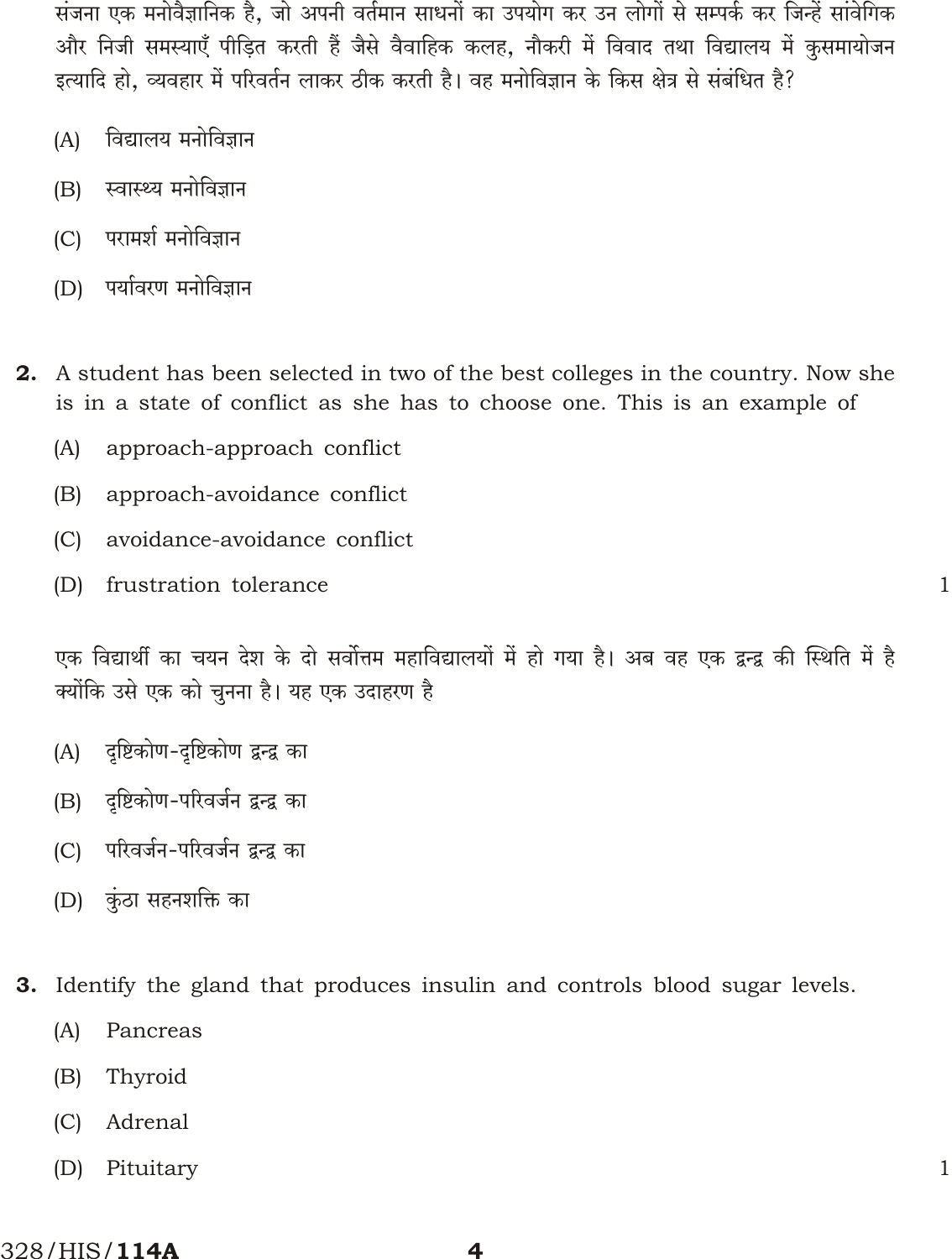संजना एक मनोवैज्ञानिक है, जो अपनी वर्तमान साधनों का उपयोग कर उन लोगों से सम्पर्क कर जिन्हें सांवेगिक और निजी समस्याएँ पीड़ित करती हैं जैसे वैवाहिक कलह, नौकरी में विवाद तथा विद्यालय में कुसमायोजन इत्यादि हो, व्यवहार में परिवर्तन लाकर ठीक करती है। वह मनोविज्ञान के किस क्षेत्र से संबंधित है?

(A) विद्यालय मनोविज्ञान

(B) स्वास्थ्य मनोविज्ञान

(C) परामर्श मनोविज्ञान

(D) पर्यावरण मनोविज्ञान

**2.** A student has been selected in two of the best colleges in the country. Now she is in a state of conflict as she has to choose one. This is an example of

(A) approach-approach conflict

(B) approach-avoidance conflict

(C) avoidance-avoidance conflict

(D) frustration tolerance 1

एक विद्यार्थी का चयन देश के दो सर्वोत्तम महाविद्यालयों में हो गया है। अब वह एक द्वन्द्व की स्थिति में है क्योंकि उसे एक को चुनना है। यह एक उदाहरण है

(A) दृष्टिकोण-दृष्टिकोण द्वन्द्व का

(B) दृष्टिकोण-परिवर्जन द्वन्द्व का

(C) परिवर्जन-परिवर्जन द्वन्द्व का

(D) कुंठा सहनशक्ति का

**3.** Identify the gland that produces insulin and controls blood sugar levels.

(A) Pancreas

(B) Thyroid

(C) Adrenal

(D) Pituitary 1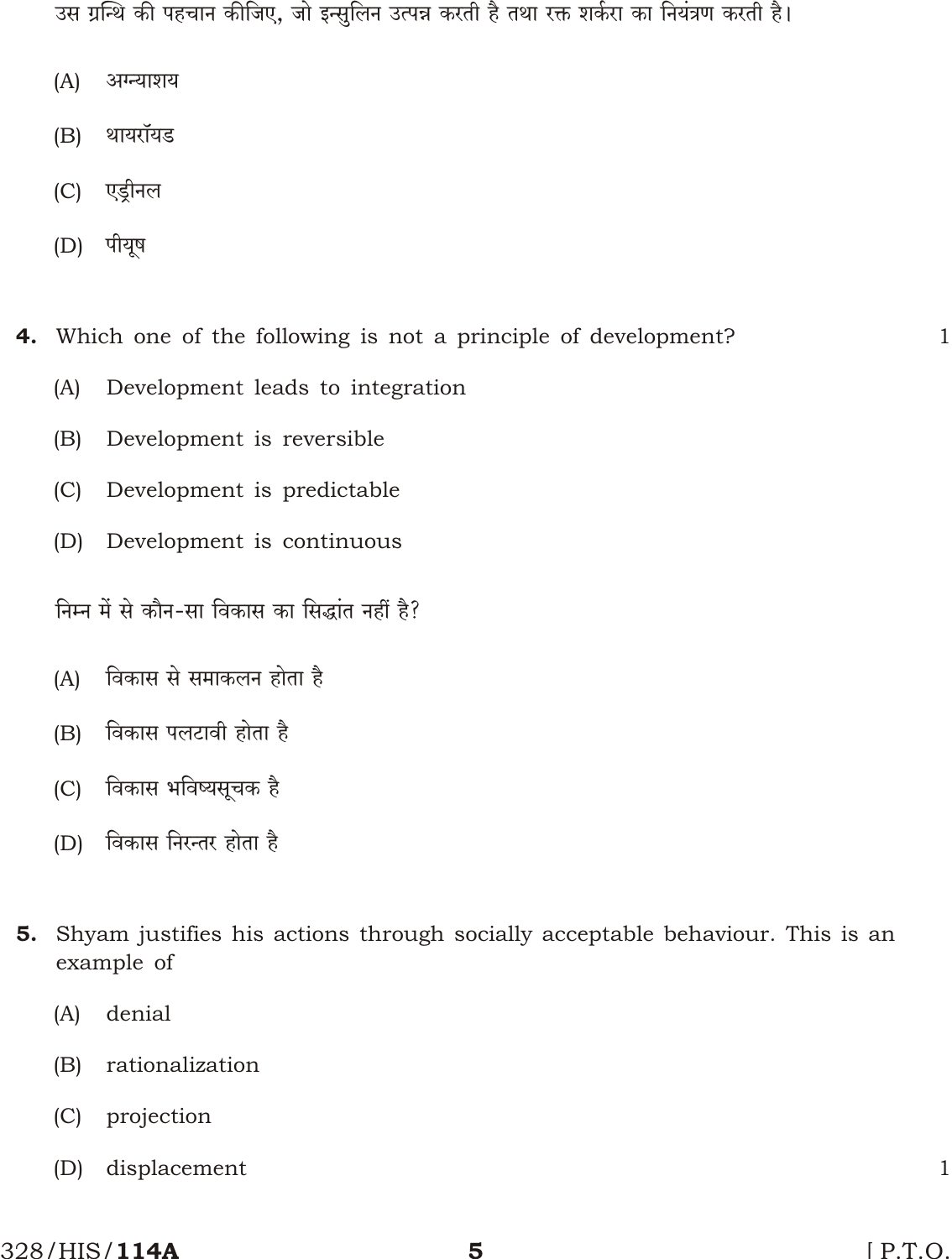उस ग्रन्थि की पहचान कीजिए, जो इन्सुलिन उत्पन्न करती है तथा रक्त शर्करा का नियंत्रण करती है।

(A) अग्न्याशय

(B) थायरॉयड

(C) एड्रीनल

(D) पीयूष

**4.** Which one of the following is not a principle of development? 1

(A) Development leads to integration

(B) Development is reversible

(C) Development is predictable

(D) Development is continuous

निम्न में से कौन-सा विकास का सिद्धांत नहीं है?

(A) विकास से समाकलन होता है

(B) विकास पलटावी होता है

(C) विकास भविष्यसूचक है

(D) विकास निरन्तर होता है

**5.** Shyam justifies his actions through socially acceptable behaviour. This is an example of

(A) denial

(B) rationalization

(C) projection

(D) displacement 1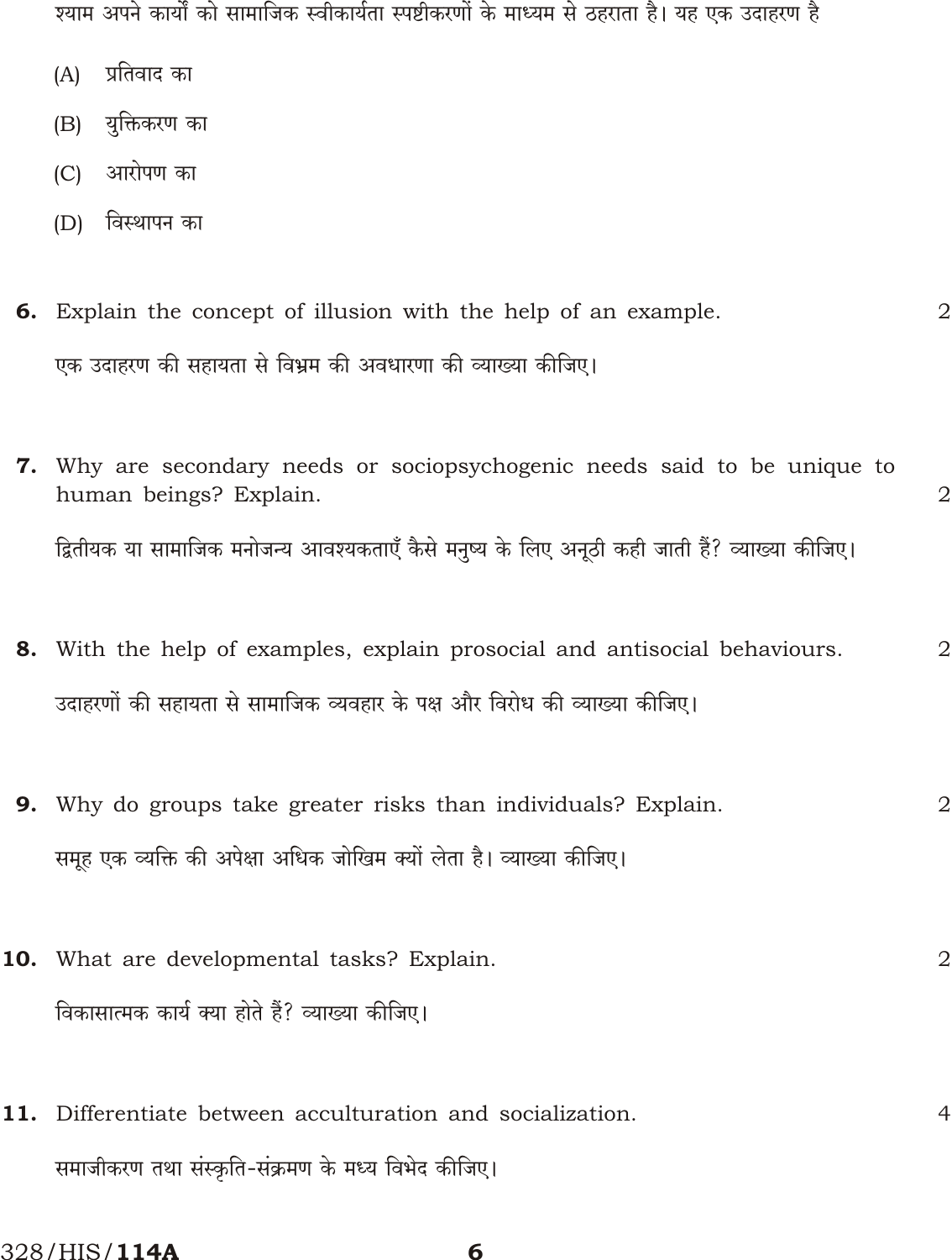श्याम अपने कार्यों को सामाजिक स्वीकार्यता स्पष्टीकरणों के माध्यम से ठहराता है। यह एक उदाहरण है

(A) प्रतिवाद का

(B) युक्तिकरण का

(C) आरोपण का

(D) विस्थापन का

**6.** Explain the concept of illusion with the help of an example. 2

एक उदाहरण की सहायता से विभ्रम की अवधारणा की व्याख्या कीजिए।

**7.** Why are secondary needs or sociopsychogenic needs said to be unique to human beings? Explain. 2

द्वितीयक या सामाजिक मनोजन्य आवश्यकताएँ कैसे मनुष्य के लिए अनूठी कही जाती हैं? व्याख्या कीजिए।

**8.** With the help of examples, explain prosocial and antisocial behaviours. 2

उदाहरणों की सहायता से सामाजिक व्यवहार के पक्ष और विरोध की व्याख्या कीजिए।

**9.** Why do groups take greater risks than individuals? Explain. 2

समूह एक व्यक्ति की अपेक्षा अधिक जोखिम क्यों लेता है। व्याख्या कीजिए।

**10.** What are developmental tasks? Explain. 2

विकासात्मक कार्य क्या होते हैं? व्याख्या कीजिए।

**11.** Differentiate between acculturation and socialization. 4

समाजीकरण तथा संस्कृति-संक्रमण के मध्य विभेद कीजिए।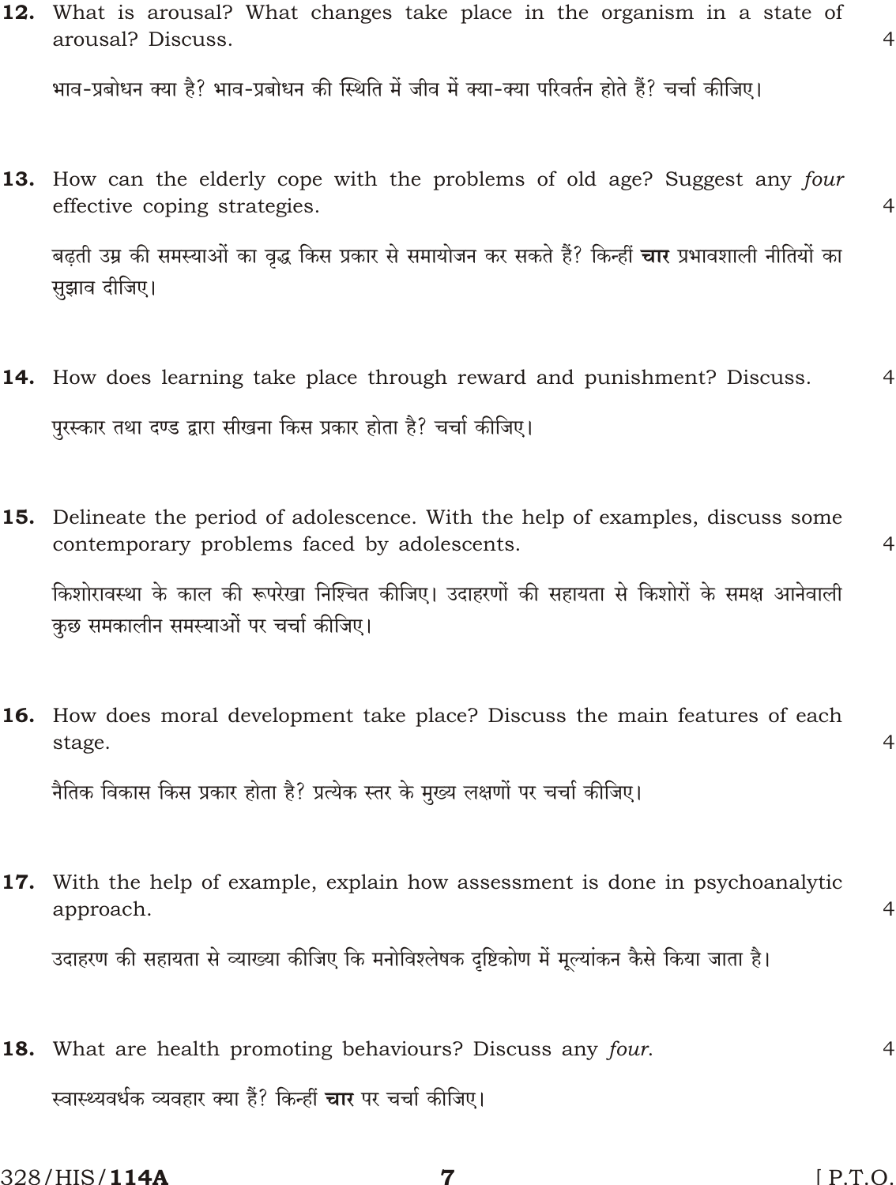**12.** What is arousal? What changes take place in the organism in a state of arousal? Discuss. 4

भाव-प्रबोधन क्या है? भाव-प्रबोधन की स्थिति में जीव में क्या-क्या परिवर्तन होते हैं? चर्चा कीजिए।

**13.** How can the elderly cope with the problems of old age? Suggest any *four* effective coping strategies. 4

बढ़ती उम्र की समस्याओं का वृद्ध किस प्रकार से समायोजन कर सकते हैं? किन्हीं **चार** प्रभावशाली नीतियों का सुझाव दीजिए।

**14.** How does learning take place through reward and punishment? Discuss. 4

पुरस्कार तथा दण्ड द्वारा सीखना किस प्रकार होता है? चर्चा कीजिए।

**15.** Delineate the period of adolescence. With the help of examples, discuss some contemporary problems faced by adolescents. 4

किशोरावस्था के काल की रूपरेखा निश्चित कीजिए। उदाहरणों की सहायता से किशोरों के समक्ष आनेवाली कुछ समकालीन समस्याओं पर चर्चा कीजिए।

**16.** How does moral development take place? Discuss the main features of each stage. 4

नैतिक विकास किस प्रकार होता है? प्रत्येक स्तर के मुख्य लक्षणों पर चर्चा कीजिए।

**17.** With the help of example, explain how assessment is done in psychoanalytic approach. 4

उदाहरण की सहायता से व्याख्या कीजिए कि मनोविश्लेषक दृष्टिकोण में मूल्यांकन कैसे किया जाता है।

**18.** What are health promoting behaviours? Discuss any *four*. 4

स्वास्थ्यवर्धक व्यवहार क्या हैं? किन्हीं **चार** पर चर्चा कीजिए।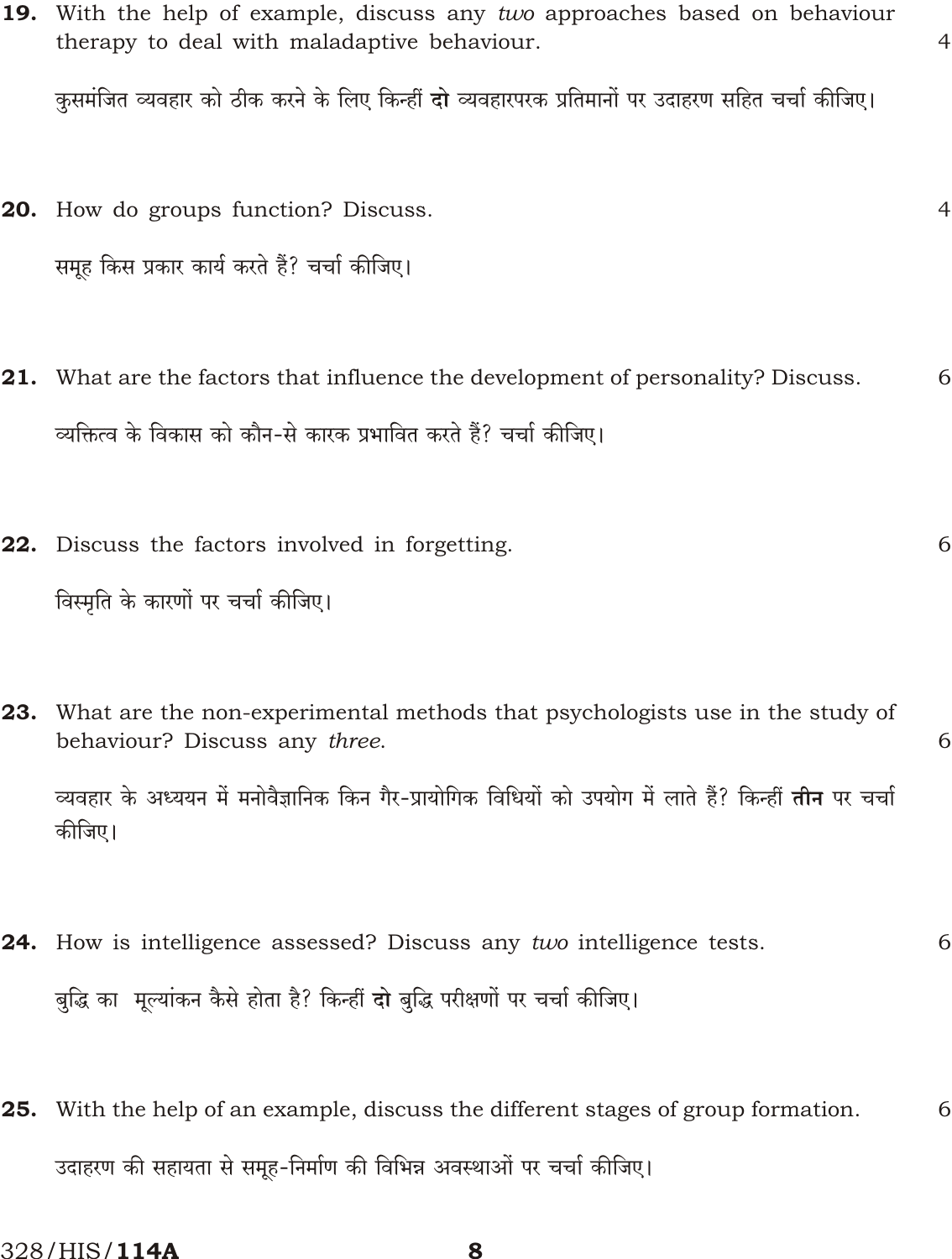**19.** With the help of example, discuss any *two* approaches based on behaviour therapy to deal with maladaptive behaviour. 4

कुसमंजित व्यवहार को ठीक करने के लिए किन्हीं **दो** व्यवहारपरक प्रतिमानों पर उदाहरण सहित चर्चा कीजिए।

**20.** How do groups function? Discuss. 4

समूह किस प्रकार कार्य करते हैं? चर्चा कीजिए।

**21.** What are the factors that influence the development of personality? Discuss. 6

व्यक्तित्व के विकास को कौन-से कारक प्रभावित करते हैं? चर्चा कीजिए।

**22.** Discuss the factors involved in forgetting. 6

विस्मृति के कारणों पर चर्चा कीजिए।

**23.** What are the non-experimental methods that psychologists use in the study of behaviour? Discuss any *three*. 6

व्यवहार के अध्ययन में मनोवैज्ञानिक किन गैर-प्रायोगिक विधियों को उपयोग में लाते हैं? किन्हीं **तीन** पर चर्चा कीजिए।

**24.** How is intelligence assessed? Discuss any *two* intelligence tests. 6

बुद्धि का मूल्यांकन कैसे होता है? किन्हीं **दो** बुद्धि परीक्षणों पर चर्चा कीजिए।

**25.** With the help of an example, discuss the different stages of group formation. 6

उदाहरण की सहायता से समूह-निर्माण की विभिन्न अवस्थाओं पर चर्चा कीजिए।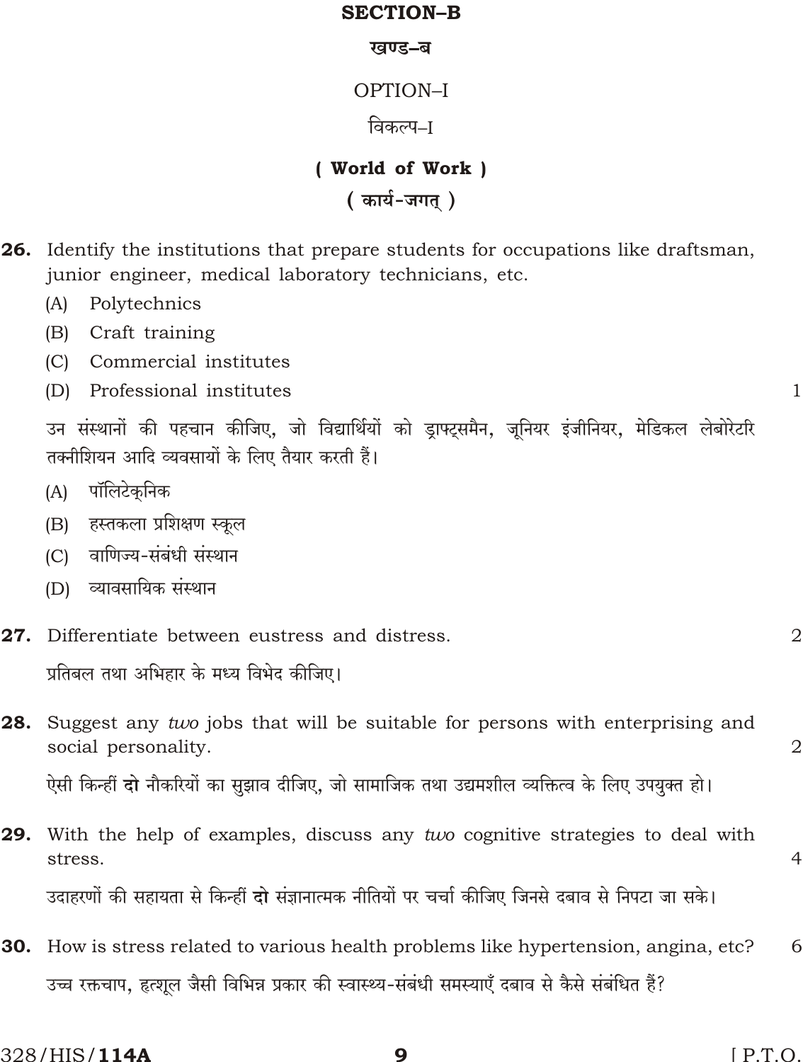## SECTION–B

## खण्ड–ब

### OPTION–I

### विकल्प–I

### ( World of Work )

### ( कार्य-जगत् )

**26.** Identify the institutions that prepare students for occupations like draftsman, junior engineer, medical laboratory technicians, etc. 1

(A) Polytechnics

(B) Craft training

(C) Commercial institutes

(D) Professional institutes

उन संस्थानों की पहचान कीजिए, जो विद्यार्थियों को ड्राफ्ट्समैन, जूनियर इंजीनियर, मेडिकल लेबोरेटरि तक्नीशियन आदि व्यवसायों के लिए तैयार करती हैं।

(A) पॉलिटेकनिक

(B) हस्तकला प्रशिक्षण स्कूल

(C) वाणिज्य-संबंधी संस्थान

(D) व्यावसायिक संस्थान

**27.** Differentiate between eustress and distress. 2

प्रतिबल तथा अभिहार के मध्य विभेद कीजिए।

**28.** Suggest any *two* jobs that will be suitable for persons with enterprising and social personality. 2

ऐसी किन्हीं **दो** नौकरियों का सुझाव दीजिए, जो सामाजिक तथा उद्यमशील व्यक्तित्व के लिए उपयुक्त हो।

**29.** With the help of examples, discuss any *two* cognitive strategies to deal with stress. 4

उदाहरणों की सहायता से किन्हीं **दो** संज्ञानात्मक नीतियों पर चर्चा कीजिए जिनसे दबाव से निपटा जा सके।

**30.** How is stress related to various health problems like hypertension, angina, etc? 6

उच्च रक्तचाप, हृत्शूल जैसी विभिन्न प्रकार की स्वास्थ्य-संबंधी समस्याएँ दबाव से कैसे संबंधित हैं?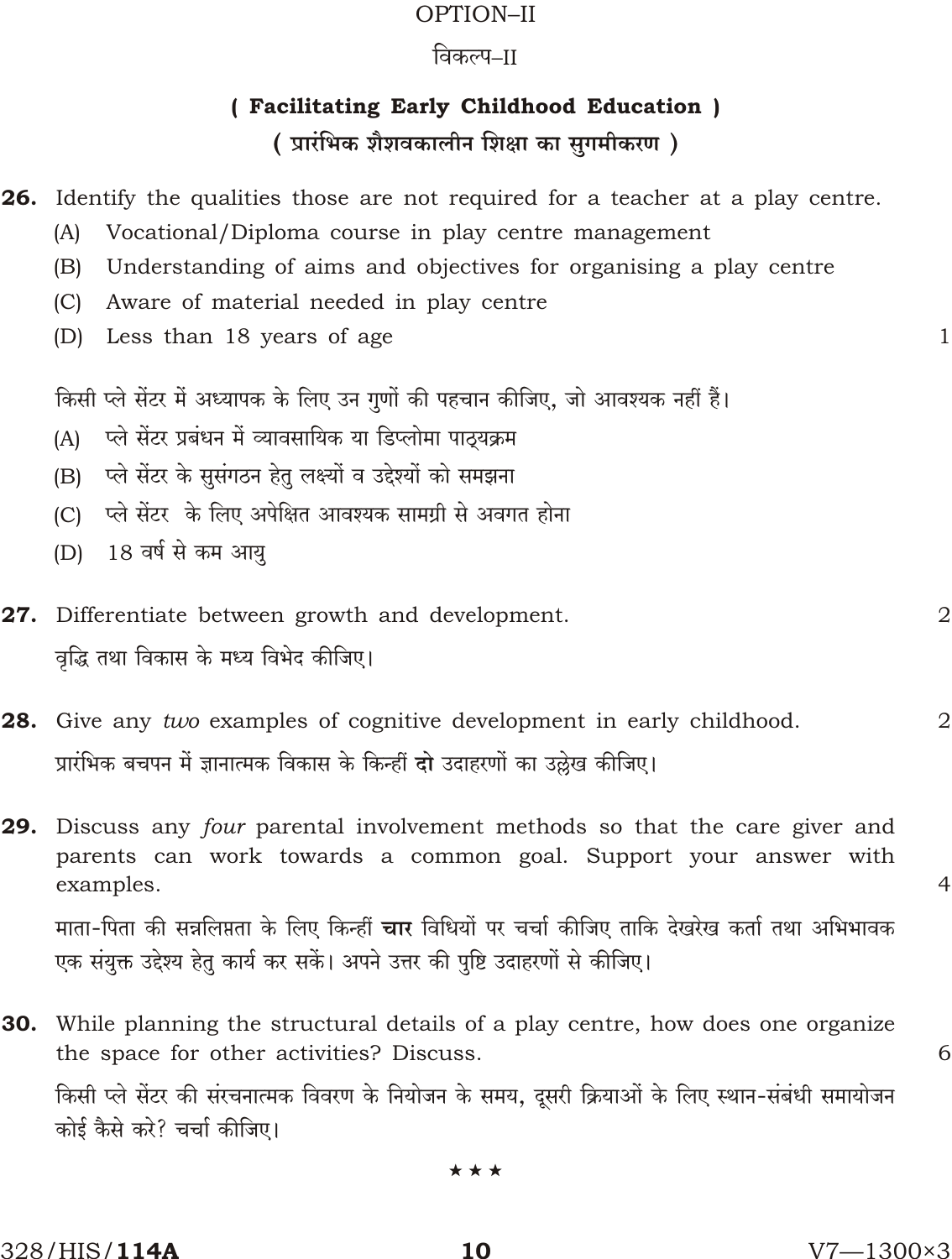OPTION–II

विकल्प–II

## ( Facilitating Early Childhood Education )

## ( प्रारंभिक शैशवकालीन शिक्षा का सुगमीकरण )

**26.** Identify the qualities those are not required for a teacher at a play centre. 1

(A) Vocational/Diploma course in play centre management

(B) Understanding of aims and objectives for organising a play centre

(C) Aware of material needed in play centre

(D) Less than 18 years of age

किसी प्ले सेंटर में अध्यापक के लिए उन गुणों की पहचान कीजिए, जो आवश्यक नहीं हैं।

(A) प्ले सेंटर प्रबंधन में व्यावसायिक या डिप्लोमा पाठ्यक्रम

(B) प्ले सेंटर के सुसंगठन हेतु लक्ष्यों व उद्देश्यों को समझना

(C) प्ले सेंटर के लिए अपेक्षित आवश्यक सामग्री से अवगत होना

(D) 18 वर्ष से कम आयु

**27.** Differentiate between growth and development. 2

वृद्धि तथा विकास के मध्य विभेद कीजिए।

**28.** Give any *two* examples of cognitive development in early childhood. 2

प्रारंभिक बचपन में ज्ञानात्मक विकास के किन्हीं **दो** उदाहरणों का उल्लेख कीजिए।

**29.** Discuss any *four* parental involvement methods so that the care giver and parents can work towards a common goal. Support your answer with examples. 4

माता-पिता की सन्नलिप्तता के लिए किन्हीं **चार** विधियों पर चर्चा कीजिए ताकि देखरेख कर्ता तथा अभिभावक एक संयुक्त उद्देश्य हेतु कार्य कर सकें। अपने उत्तर की पुष्टि उदाहरणों से कीजिए।

**30.** While planning the structural details of a play centre, how does one organize the space for other activities? Discuss. 6

किसी प्ले सेंटर की संरचनात्मक विवरण के नियोजन के समय, दूसरी क्रियाओं के लिए स्थान-संबंधी समायोजन कोई कैसे करे? चर्चा कीजिए।

★★★

328/HIS/**114A**

V7—1300×3